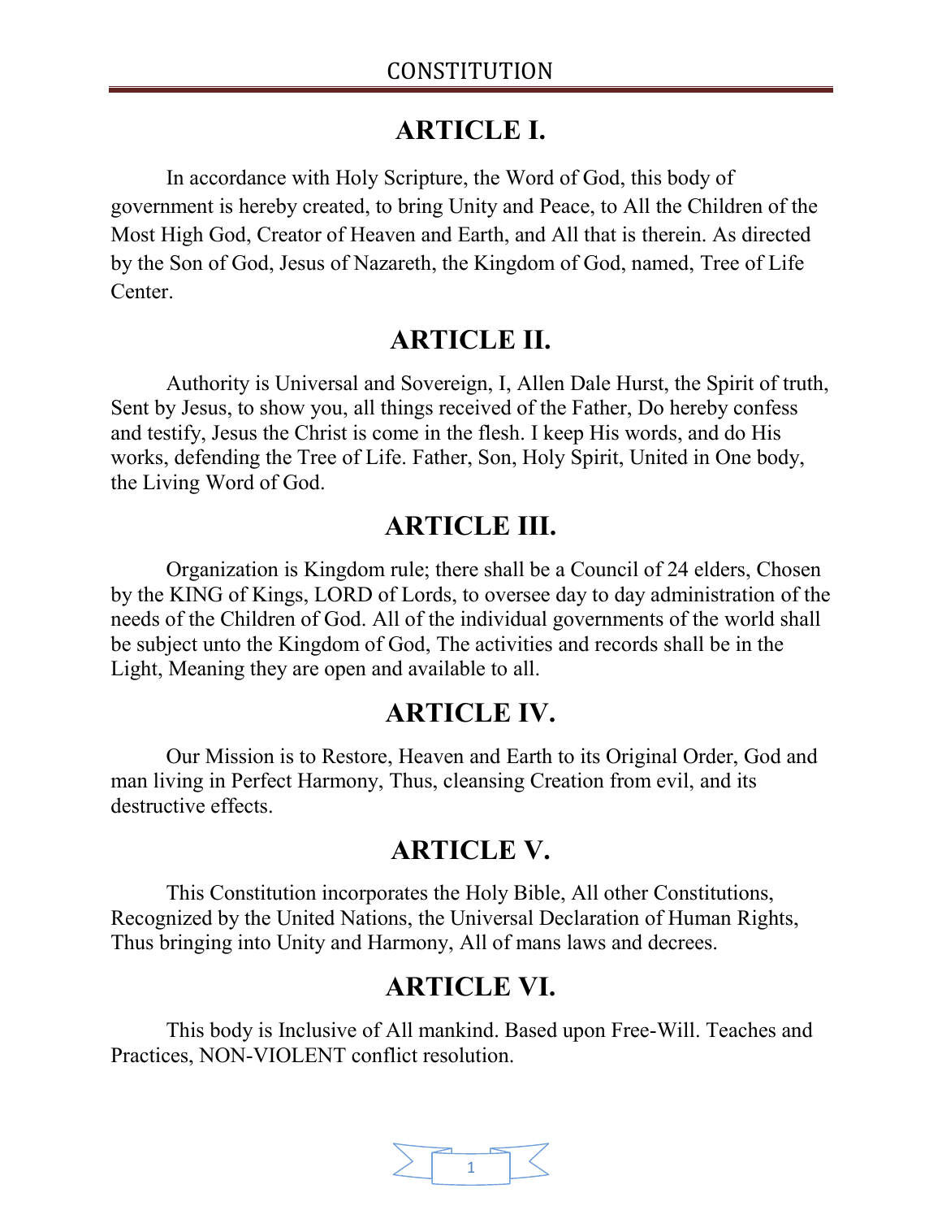# CONSTITUTION

## ARTICLE I.

In accordance with Holy Scripture, the Word of God, this body of government is hereby created, to bring Unity and Peace, to All the Children of the Most High God, Creator of Heaven and Earth, and All that is therein. As directed by the Son of God, Jesus of Nazareth, the Kingdom of God, named, Tree of Life Center.

## ARTICLE II.

Authority is Universal and Sovereign, I, Allen Dale Hurst, the Spirit of truth, Sent by Jesus, to show you, all things received of the Father, Do hereby confess and testify, Jesus the Christ is come in the flesh. I keep His words, and do His works, defending the Tree of Life. Father, Son, Holy Spirit, United in One body, the Living Word of God.

## ARTICLE III.

Organization is Kingdom rule; there shall be a Council of 24 elders, Chosen by the KING of Kings, LORD of Lords, to oversee day to day administration of the needs of the Children of God. All of the individual governments of the world shall be subject unto the Kingdom of God, The activities and records shall be in the Light, Meaning they are open and available to all.

## ARTICLE IV.

Our Mission is to Restore, Heaven and Earth to its Original Order, God and man living in Perfect Harmony, Thus, cleansing Creation from evil, and its destructive effects.

## ARTICLE V.

This Constitution incorporates the Holy Bible, All other Constitutions, Recognized by the United Nations, the Universal Declaration of Human Rights, Thus bringing into Unity and Harmony, All of mans laws and decrees.

## ARTICLE VI.

This body is Inclusive of All mankind. Based upon Free-Will. Teaches and Practices, NON-VIOLENT conflict resolution.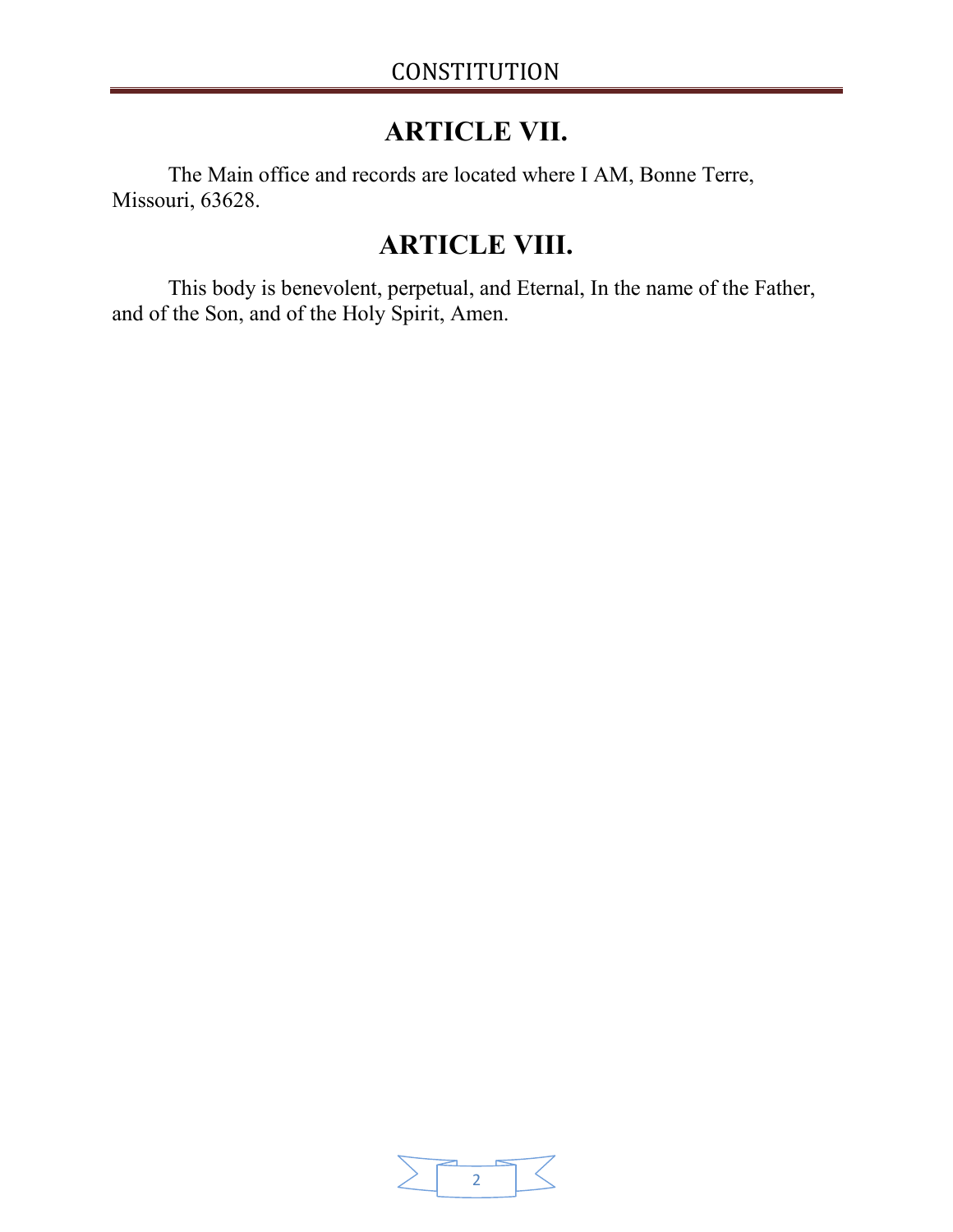## ARTICLE VII.

The Main office and records are located where I AM, Bonne Terre, Missouri, 63628.

## ARTICLE VIII.

This body is benevolent, perpetual, and Eternal, In the name of the Father, and of the Son, and of the Holy Spirit, Amen.